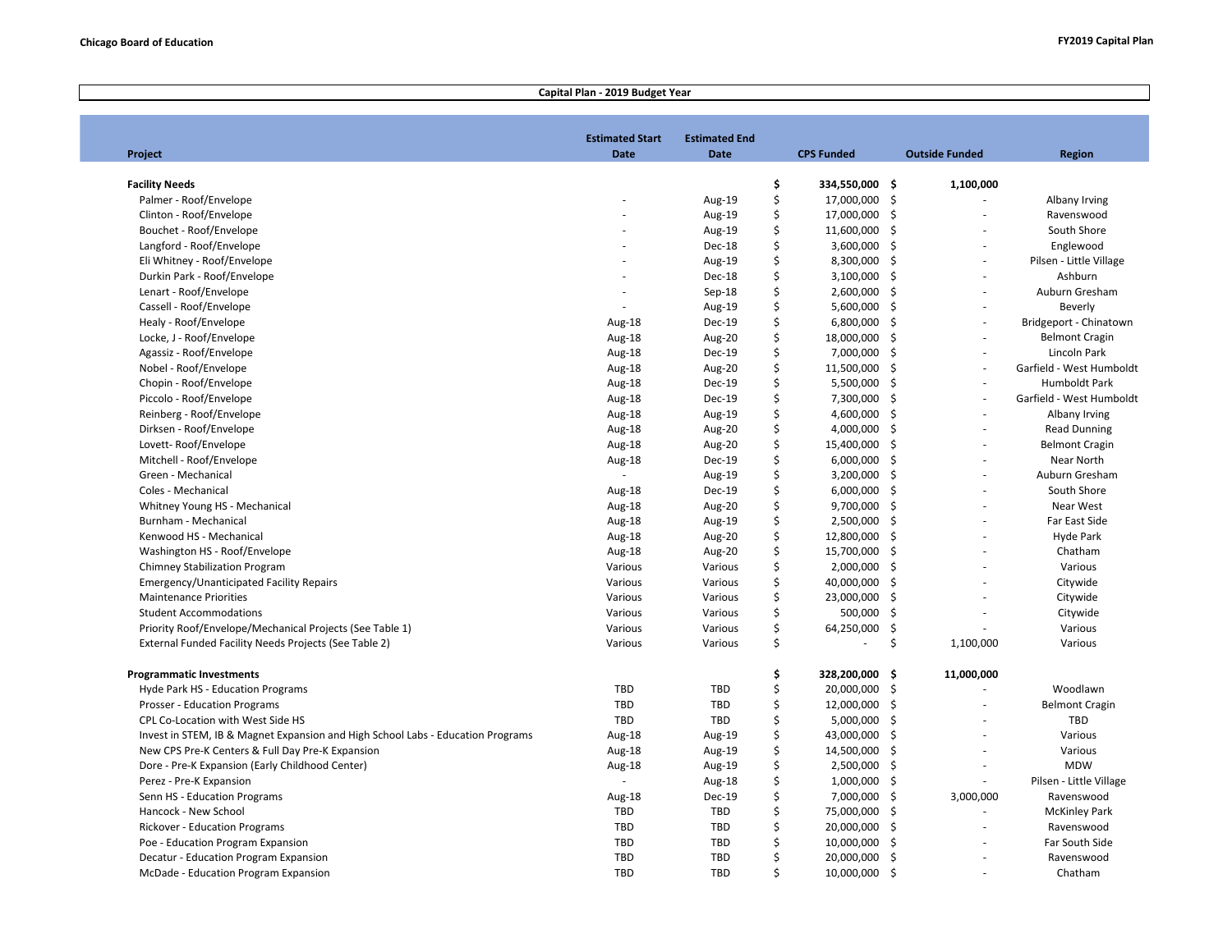## Capital Plan - 2019 Budget Year

| Project | Estimated Start Date | Estimated End Date | CPS Funded | Outside Funded | Region |
|---|---|---|---|---|---|
| **Facility Needs** | | | **$ 334,550,000** | **$ 1,100,000** | |
| Palmer - Roof/Envelope | - | Aug-19 | $ 17,000,000 | $ - | Albany Irving |
| Clinton - Roof/Envelope | - | Aug-19 | $ 17,000,000 | $ - | Ravenswood |
| Bouchet - Roof/Envelope | - | Aug-19 | $ 11,600,000 | $ - | South Shore |
| Langford - Roof/Envelope | - | Dec-18 | $ 3,600,000 | $ - | Englewood |
| Eli Whitney - Roof/Envelope | - | Aug-19 | $ 8,300,000 | $ - | Pilsen - Little Village |
| Durkin Park - Roof/Envelope | - | Dec-18 | $ 3,100,000 | $ - | Ashburn |
| Lenart - Roof/Envelope | - | Sep-18 | $ 2,600,000 | $ - | Auburn Gresham |
| Cassell - Roof/Envelope | - | Aug-19 | $ 5,600,000 | $ - | Beverly |
| Healy - Roof/Envelope | Aug-18 | Dec-19 | $ 6,800,000 | $ - | Bridgeport - Chinatown |
| Locke, J - Roof/Envelope | Aug-18 | Aug-20 | $ 18,000,000 | $ - | Belmont Cragin |
| Agassiz - Roof/Envelope | Aug-18 | Dec-19 | $ 7,000,000 | $ - | Lincoln Park |
| Nobel - Roof/Envelope | Aug-18 | Aug-20 | $ 11,500,000 | $ - | Garfield - West Humboldt |
| Chopin - Roof/Envelope | Aug-18 | Dec-19 | $ 5,500,000 | $ - | Humboldt Park |
| Piccolo - Roof/Envelope | Aug-18 | Dec-19 | $ 7,300,000 | $ - | Garfield - West Humboldt |
| Reinberg - Roof/Envelope | Aug-18 | Aug-19 | $ 4,600,000 | $ - | Albany Irving |
| Dirksen - Roof/Envelope | Aug-18 | Aug-20 | $ 4,000,000 | $ - | Read Dunning |
| Lovett- Roof/Envelope | Aug-18 | Aug-20 | $ 15,400,000 | $ - | Belmont Cragin |
| Mitchell - Roof/Envelope | Aug-18 | Dec-19 | $ 6,000,000 | $ - | Near North |
| Green - Mechanical | - | Aug-19 | $ 3,200,000 | $ - | Auburn Gresham |
| Coles - Mechanical | Aug-18 | Dec-19 | $ 6,000,000 | $ - | South Shore |
| Whitney Young HS - Mechanical | Aug-18 | Aug-20 | $ 9,700,000 | $ - | Near West |
| Burnham - Mechanical | Aug-18 | Aug-19 | $ 2,500,000 | $ - | Far East Side |
| Kenwood HS - Mechanical | Aug-18 | Aug-20 | $ 12,800,000 | $ - | Hyde Park |
| Washington HS - Roof/Envelope | Aug-18 | Aug-20 | $ 15,700,000 | $ - | Chatham |
| Chimney Stabilization Program | Various | Various | $ 2,000,000 | $ - | Various |
| Emergency/Unanticipated Facility Repairs | Various | Various | $ 40,000,000 | $ - | Citywide |
| Maintenance Priorities | Various | Various | $ 23,000,000 | $ - | Citywide |
| Student Accommodations | Various | Various | $ 500,000 | $ - | Citywide |
| Priority Roof/Envelope/Mechanical Projects (See Table 1) | Various | Various | $ 64,250,000 | $ - | Various |
| External Funded Facility Needs Projects (See Table 2) | Various | Various | $ - | $ 1,100,000 | Various |
| | | | | | |
| **Programmatic Investments** | | | **$ 328,200,000** | **$ 11,000,000** | |
| Hyde Park HS - Education Programs | TBD | TBD | $ 20,000,000 | $ - | Woodlawn |
| Prosser - Education Programs | TBD | TBD | $ 12,000,000 | $ - | Belmont Cragin |
| CPL Co-Location with West Side HS | TBD | TBD | $ 5,000,000 | $ - | TBD |
| Invest in STEM, IB & Magnet Expansion and High School Labs - Education Programs | Aug-18 | Aug-19 | $ 43,000,000 | $ - | Various |
| New CPS Pre-K Centers & Full Day Pre-K Expansion | Aug-18 | Aug-19 | $ 14,500,000 | $ - | Various |
| Dore - Pre-K Expansion (Early Childhood Center) | Aug-18 | Aug-19 | $ 2,500,000 | $ - | MDW |
| Perez - Pre-K Expansion | - | Aug-18 | $ 1,000,000 | $ - | Pilsen - Little Village |
| Senn HS - Education Programs | Aug-18 | Dec-19 | $ 7,000,000 | $ 3,000,000 | Ravenswood |
| Hancock - New School | TBD | TBD | $ 75,000,000 | $ - | McKinley Park |
| Rickover - Education Programs | TBD | TBD | $ 20,000,000 | $ - | Ravenswood |
| Poe - Education Program Expansion | TBD | TBD | $ 10,000,000 | $ - | Far South Side |
| Decatur - Education Program Expansion | TBD | TBD | $ 20,000,000 | $ - | Ravenswood |
| McDade - Education Program Expansion | TBD | TBD | $ 10,000,000 | $ - | Chatham |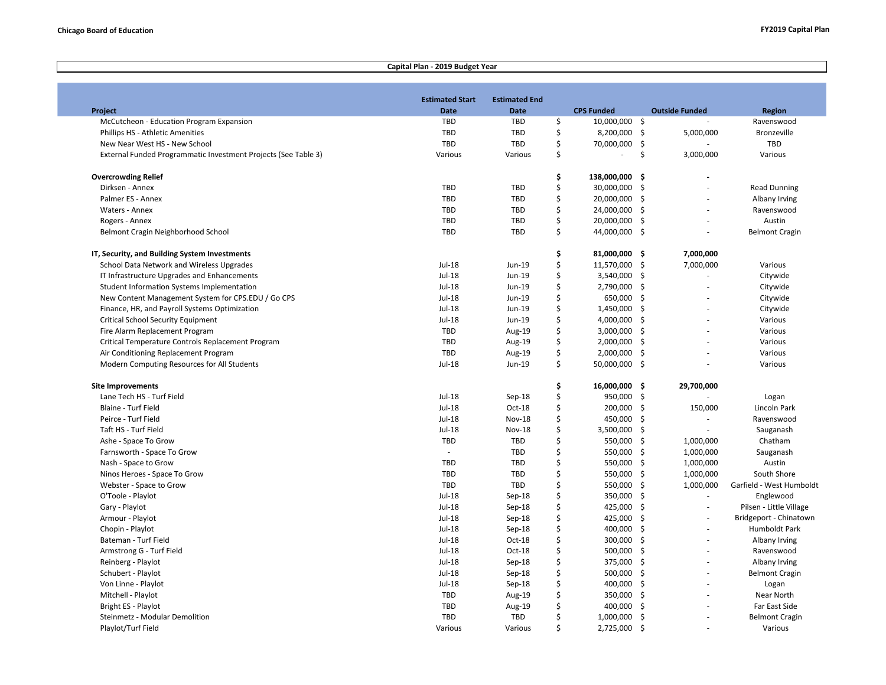## Capital Plan - 2019 Budget Year

| Project | Estimated Start Date | Estimated End Date | CPS Funded | Outside Funded | Region |
|---|---|---|---|---|---|
| McCutcheon - Education Program Expansion | TBD | TBD | $ 10,000,000 | $ - | Ravenswood |
| Phillips HS - Athletic Amenities | TBD | TBD | $ 8,200,000 | $ 5,000,000 | Bronzeville |
| New Near West HS - New School | TBD | TBD | $ 70,000,000 | $ - | TBD |
| External Funded Programmatic Investment Projects (See Table 3) | Various | Various | $ - | $ 3,000,000 | Various |
| **Overcrowding Relief** | | | **$ 138,000,000** | **$ -** | |
| Dirksen - Annex | TBD | TBD | $ 30,000,000 | $ - | Read Dunning |
| Palmer ES - Annex | TBD | TBD | $ 20,000,000 | $ - | Albany Irving |
| Waters - Annex | TBD | TBD | $ 24,000,000 | $ - | Ravenswood |
| Rogers - Annex | TBD | TBD | $ 20,000,000 | $ - | Austin |
| Belmont Cragin Neighborhood School | TBD | TBD | $ 44,000,000 | $ - | Belmont Cragin |
| **IT, Security, and Building System Investments** | | | **$ 81,000,000** | **$ 7,000,000** | |
| School Data Network and Wireless Upgrades | Jul-18 | Jun-19 | $ 11,570,000 | $ 7,000,000 | Various |
| IT Infrastructure Upgrades and Enhancements | Jul-18 | Jun-19 | $ 3,540,000 | $ - | Citywide |
| Student Information Systems Implementation | Jul-18 | Jun-19 | $ 2,790,000 | $ - | Citywide |
| New Content Management System for CPS.EDU / Go CPS | Jul-18 | Jun-19 | $ 650,000 | $ - | Citywide |
| Finance, HR, and Payroll Systems Optimization | Jul-18 | Jun-19 | $ 1,450,000 | $ - | Citywide |
| Critical School Security Equipment | Jul-18 | Jun-19 | $ 4,000,000 | $ - | Various |
| Fire Alarm Replacement Program | TBD | Aug-19 | $ 3,000,000 | $ - | Various |
| Critical Temperature Controls Replacement Program | TBD | Aug-19 | $ 2,000,000 | $ - | Various |
| Air Conditioning Replacement Program | TBD | Aug-19 | $ 2,000,000 | $ - | Various |
| Modern Computing Resources for All Students | Jul-18 | Jun-19 | $ 50,000,000 | $ - | Various |
| **Site Improvements** | | | **$ 16,000,000** | **$ 29,700,000** | |
| Lane Tech HS - Turf Field | Jul-18 | Sep-18 | $ 950,000 | $ - | Logan |
| Blaine - Turf Field | Jul-18 | Oct-18 | $ 200,000 | $ 150,000 | Lincoln Park |
| Peirce - Turf Field | Jul-18 | Nov-18 | $ 450,000 | $ - | Ravenswood |
| Taft HS - Turf Field | Jul-18 | Nov-18 | $ 3,500,000 | $ - | Sauganash |
| Ashe - Space To Grow | TBD | TBD | $ 550,000 | $ 1,000,000 | Chatham |
| Farnsworth - Space To Grow | - | TBD | $ 550,000 | $ 1,000,000 | Sauganash |
| Nash - Space to Grow | TBD | TBD | $ 550,000 | $ 1,000,000 | Austin |
| Ninos Heroes - Space To Grow | TBD | TBD | $ 550,000 | $ 1,000,000 | South Shore |
| Webster - Space to Grow | TBD | TBD | $ 550,000 | $ 1,000,000 | Garfield - West Humboldt |
| O'Toole - Playlot | Jul-18 | Sep-18 | $ 350,000 | $ - | Englewood |
| Gary - Playlot | Jul-18 | Sep-18 | $ 425,000 | $ - | Pilsen - Little Village |
| Armour - Playlot | Jul-18 | Sep-18 | $ 425,000 | $ - | Bridgeport - Chinatown |
| Chopin - Playlot | Jul-18 | Sep-18 | $ 400,000 | $ - | Humboldt Park |
| Bateman - Turf Field | Jul-18 | Oct-18 | $ 300,000 | $ - | Albany Irving |
| Armstrong G - Turf Field | Jul-18 | Oct-18 | $ 500,000 | $ - | Ravenswood |
| Reinberg - Playlot | Jul-18 | Sep-18 | $ 375,000 | $ - | Albany Irving |
| Schubert - Playlot | Jul-18 | Sep-18 | $ 500,000 | $ - | Belmont Cragin |
| Von Linne - Playlot | Jul-18 | Sep-18 | $ 400,000 | $ - | Logan |
| Mitchell - Playlot | TBD | Aug-19 | $ 350,000 | $ - | Near North |
| Bright ES - Playlot | TBD | Aug-19 | $ 400,000 | $ - | Far East Side |
| Steinmetz - Modular Demolition | TBD | TBD | $ 1,000,000 | $ - | Belmont Cragin |
| Playlot/Turf Field | Various | Various | $ 2,725,000 | $ - | Various |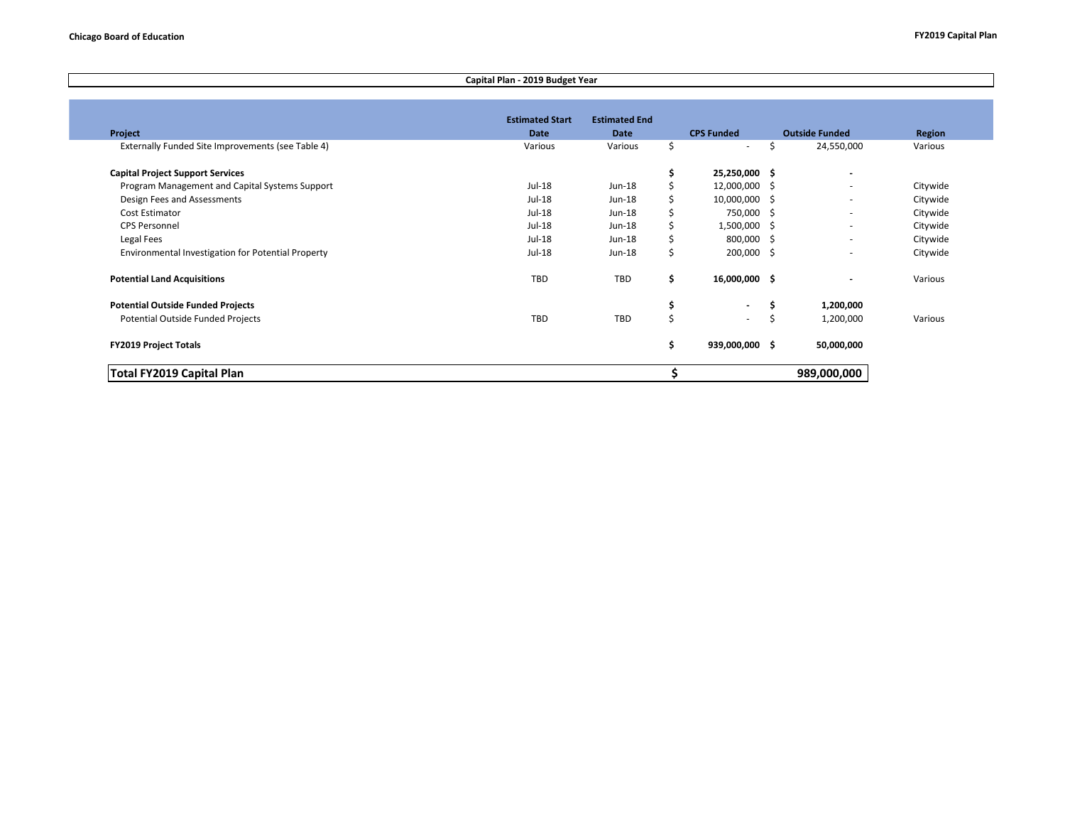**Capital Plan - 2019 Budget Year**

| Project | Estimated Start Date | Estimated End Date | CPS Funded | Outside Funded | Region |
|---|---|---|---|---|---|
| Externally Funded Site Improvements (see Table 4) | Various | Various | $ - | $ 24,550,000 | Various |
| **Capital Project Support Services** | | | **$ 25,250,000** | **$ -** | |
| Program Management and Capital Systems Support | Jul-18 | Jun-18 | $ 12,000,000 | $ - | Citywide |
| Design Fees and Assessments | Jul-18 | Jun-18 | $ 10,000,000 | $ - | Citywide |
| Cost Estimator | Jul-18 | Jun-18 | $ 750,000 | $ - | Citywide |
| CPS Personnel | Jul-18 | Jun-18 | $ 1,500,000 | $ - | Citywide |
| Legal Fees | Jul-18 | Jun-18 | $ 800,000 | $ - | Citywide |
| Environmental Investigation for Potential Property | Jul-18 | Jun-18 | $ 200,000 | $ - | Citywide |
| **Potential Land Acquisitions** | TBD | TBD | **$ 16,000,000** | **$ -** | Various |
| **Potential Outside Funded Projects** | | | **$ -** | **$ 1,200,000** | |
| Potential Outside Funded Projects | TBD | TBD | $ - | $ 1,200,000 | Various |
| **FY2019 Project Totals** | | | **$ 939,000,000** | **$ 50,000,000** | |
| **Total FY2019 Capital Plan** | | | **$** | **989,000,000** | |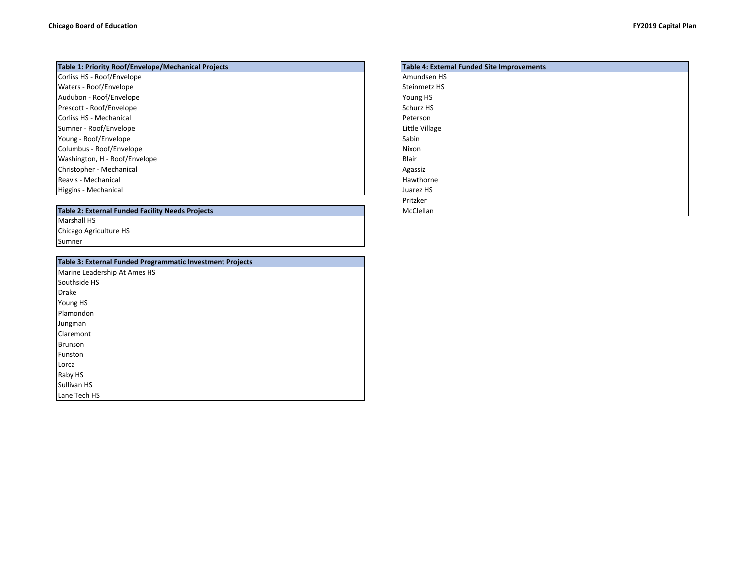| Table 1: Priority Roof/Envelope/Mechanical Projects |
| --- |
| Corliss HS - Roof/Envelope |
| Waters - Roof/Envelope |
| Audubon - Roof/Envelope |
| Prescott - Roof/Envelope |
| Corliss HS - Mechanical |
| Sumner - Roof/Envelope |
| Young - Roof/Envelope |
| Columbus - Roof/Envelope |
| Washington, H - Roof/Envelope |
| Christopher - Mechanical |
| Reavis - Mechanical |
| Higgins - Mechanical |

| Table 2: External Funded Facility Needs Projects |
| --- |
| Marshall HS |
| Chicago Agriculture HS |
| Sumner |

| Table 3: External Funded Programmatic Investment Projects |
| --- |
| Marine Leadership At Ames HS |
| Southside HS |
| Drake |
| Young HS |
| Plamondon |
| Jungman |
| Claremont |
| Brunson |
| Funston |
| Lorca |
| Raby HS |
| Sullivan HS |
| Lane Tech HS |

| Table 4: External Funded Site Improvements |
| --- |
| Amundsen HS |
| Steinmetz HS |
| Young HS |
| Schurz HS |
| Peterson |
| Little Village |
| Sabin |
| Nixon |
| Blair |
| Agassiz |
| Hawthorne |
| Juarez HS |
| Pritzker |
| McClellan |